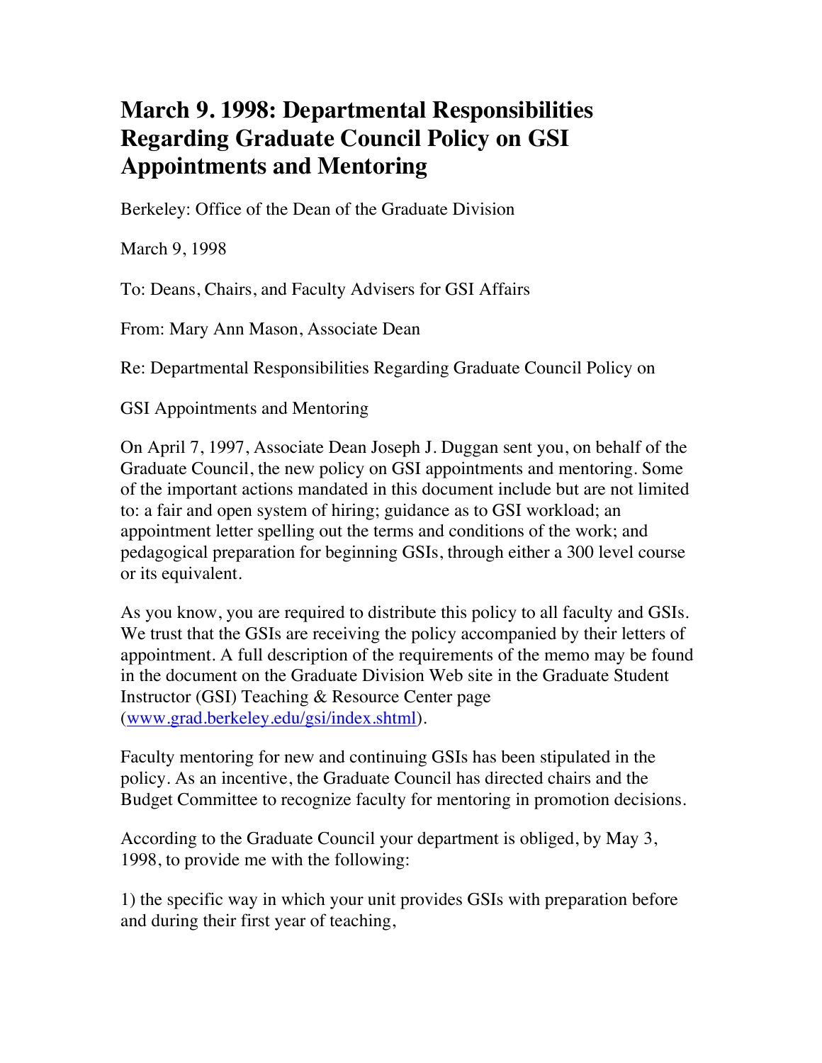# March 9. 1998: Departmental Responsibilities Regarding Graduate Council Policy on GSI Appointments and Mentoring

Berkeley: Office of the Dean of the Graduate Division

March 9, 1998

To: Deans, Chairs, and Faculty Advisers for GSI Affairs

From: Mary Ann Mason, Associate Dean

Re: Departmental Responsibilities Regarding Graduate Council Policy on

GSI Appointments and Mentoring

On April 7, 1997, Associate Dean Joseph J. Duggan sent you, on behalf of the Graduate Council, the new policy on GSI appointments and mentoring. Some of the important actions mandated in this document include but are not limited to: a fair and open system of hiring; guidance as to GSI workload; an appointment letter spelling out the terms and conditions of the work; and pedagogical preparation for beginning GSIs, through either a 300 level course or its equivalent.

As you know, you are required to distribute this policy to all faculty and GSIs. We trust that the GSIs are receiving the policy accompanied by their letters of appointment. A full description of the requirements of the memo may be found in the document on the Graduate Division Web site in the Graduate Student Instructor (GSI) Teaching & Resource Center page (www.grad.berkeley.edu/gsi/index.shtml).

Faculty mentoring for new and continuing GSIs has been stipulated in the policy. As an incentive, the Graduate Council has directed chairs and the Budget Committee to recognize faculty for mentoring in promotion decisions.

According to the Graduate Council your department is obliged, by May 3, 1998, to provide me with the following:

1) the specific way in which your unit provides GSIs with preparation before and during their first year of teaching,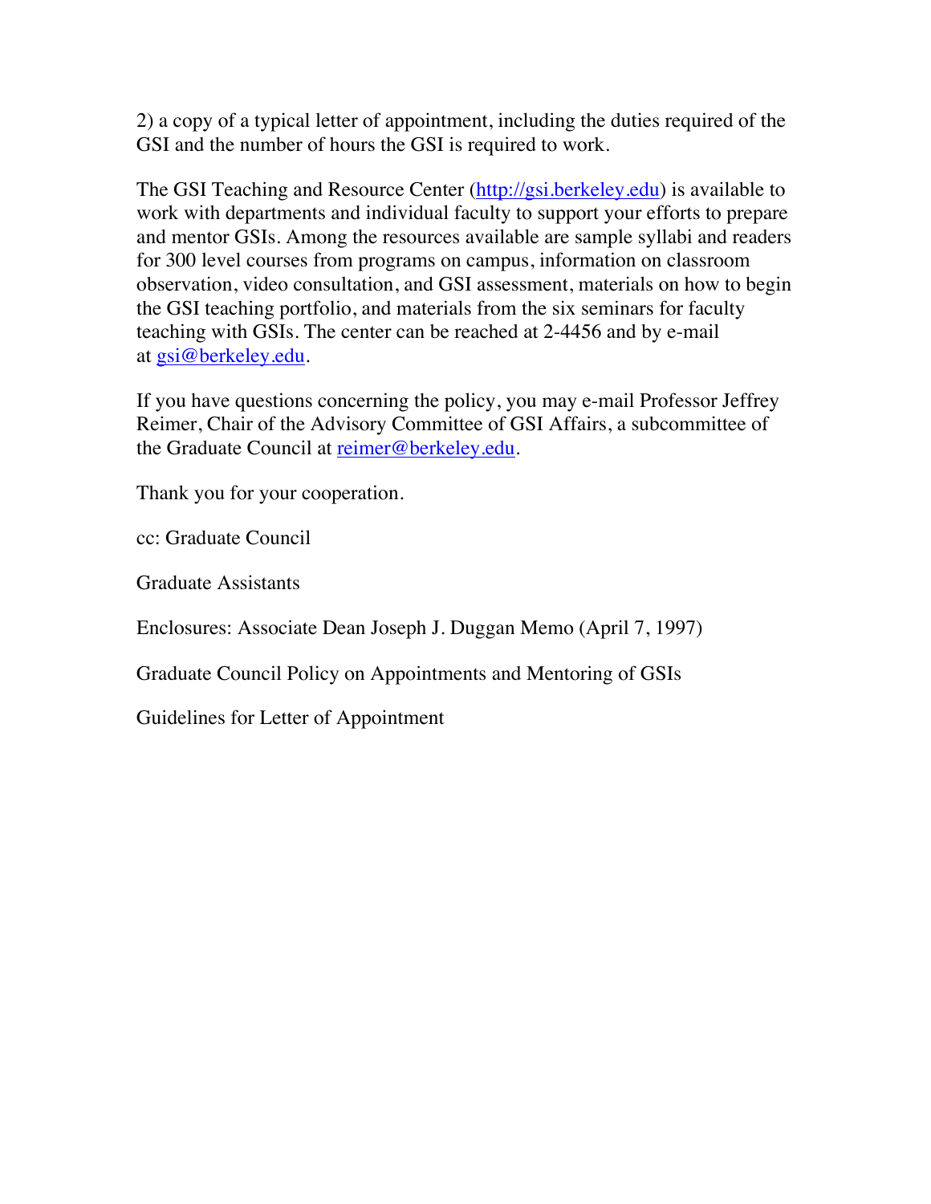2) a copy of a typical letter of appointment, including the duties required of the GSI and the number of hours the GSI is required to work.

The GSI Teaching and Resource Center ([http://gsi.berkeley.edu](http://gsi.berkeley.edu)) is available to work with departments and individual faculty to support your efforts to prepare and mentor GSIs. Among the resources available are sample syllabi and readers for 300 level courses from programs on campus, information on classroom observation, video consultation, and GSI assessment, materials on how to begin the GSI teaching portfolio, and materials from the six seminars for faculty teaching with GSIs. The center can be reached at 2-4456 and by e-mail at [gsi@berkeley.edu](mailto:gsi@berkeley.edu).

If you have questions concerning the policy, you may e-mail Professor Jeffrey Reimer, Chair of the Advisory Committee of GSI Affairs, a subcommittee of the Graduate Council at [reimer@berkeley.edu](mailto:reimer@berkeley.edu).

Thank you for your cooperation.

cc: Graduate Council

Graduate Assistants

Enclosures: Associate Dean Joseph J. Duggan Memo (April 7, 1997)

Graduate Council Policy on Appointments and Mentoring of GSIs

Guidelines for Letter of Appointment